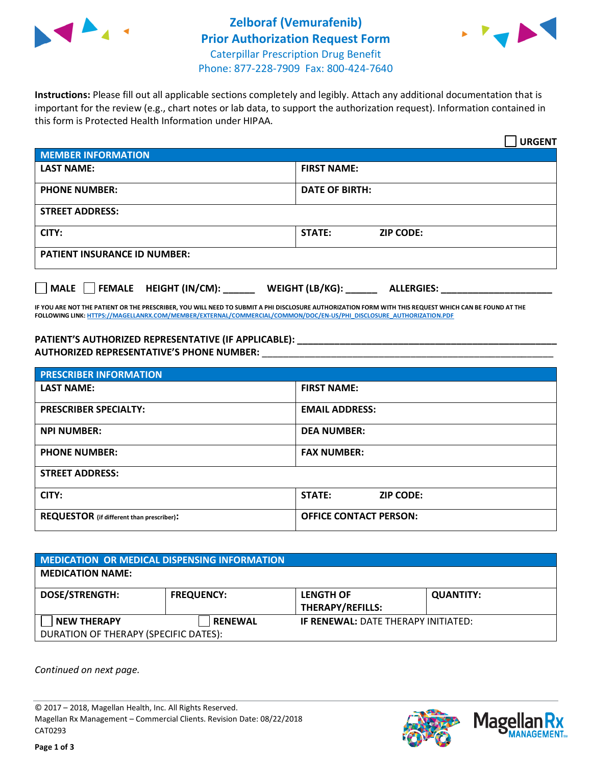# Zelboraf (Vemurafenib) Prior Authorization Request Form

Caterpillar Prescription Drug Benefit
Phone: 877-228-7909 Fax: 800-424-7640

**Instructions:** Please fill out all applicable sections completely and legibly. Attach any additional documentation that is important for the review (e.g., chart notes or lab data, to support the authorization request). Information contained in this form is Protected Health Information under HIPAA.

☐ **URGENT**

| MEMBER INFORMATION | | |
|---|---|---|
| **LAST NAME:** | **FIRST NAME:** | |
| **PHONE NUMBER:** | **DATE OF BIRTH:** | |
| **STREET ADDRESS:** | | |
| **CITY:** | **STATE:** | **ZIP CODE:** |
| **PATIENT INSURANCE ID NUMBER:** | | |

☐ **MALE** ☐ **FEMALE** **HEIGHT (IN/CM):** ______ **WEIGHT (LB/KG):** ______ **ALLERGIES:** ____________________

**IF YOU ARE NOT THE PATIENT OR THE PRESCRIBER, YOU WILL NEED TO SUBMIT A PHI DISCLOSURE AUTHORIZATION FORM WITH THIS REQUEST WHICH CAN BE FOUND AT THE FOLLOWING LINK:** HTTPS://MAGELLANRX.COM/MEMBER/EXTERNAL/COMMERCIAL/COMMON/DOC/EN-US/PHI_DISCLOSURE_AUTHORIZATION.PDF

**PATIENT'S AUTHORIZED REPRESENTATIVE (IF APPLICABLE):** ____________________________________________
**AUTHORIZED REPRESENTATIVE'S PHONE NUMBER:** ____________________________________________

| PRESCRIBER INFORMATION | | |
|---|---|---|
| **LAST NAME:** | **FIRST NAME:** | |
| **PRESCRIBER SPECIALTY:** | **EMAIL ADDRESS:** | |
| **NPI NUMBER:** | **DEA NUMBER:** | |
| **PHONE NUMBER:** | **FAX NUMBER:** | |
| **STREET ADDRESS:** | | |
| **CITY:** | **STATE:** | **ZIP CODE:** |
| **REQUESTOR** (if different than prescriber)**:** | **OFFICE CONTACT PERSON:** | |

| MEDICATION OR MEDICAL DISPENSING INFORMATION | | | |
|---|---|---|---|
| **MEDICATION NAME:** | | | |
| **DOSE/STRENGTH:** | **FREQUENCY:** | **LENGTH OF THERAPY/REFILLS:** | **QUANTITY:** |
| ☐ **NEW THERAPY** | ☐ **RENEWAL** | **IF RENEWAL:** DATE THERAPY INITIATED: | |
| DURATION OF THERAPY (SPECIFIC DATES): | | | |

*Continued on next page.*

© 2017 – 2018, Magellan Health, Inc. All Rights Reserved.
Magellan Rx Management – Commercial Clients. Revision Date: 08/22/2018
CAT0293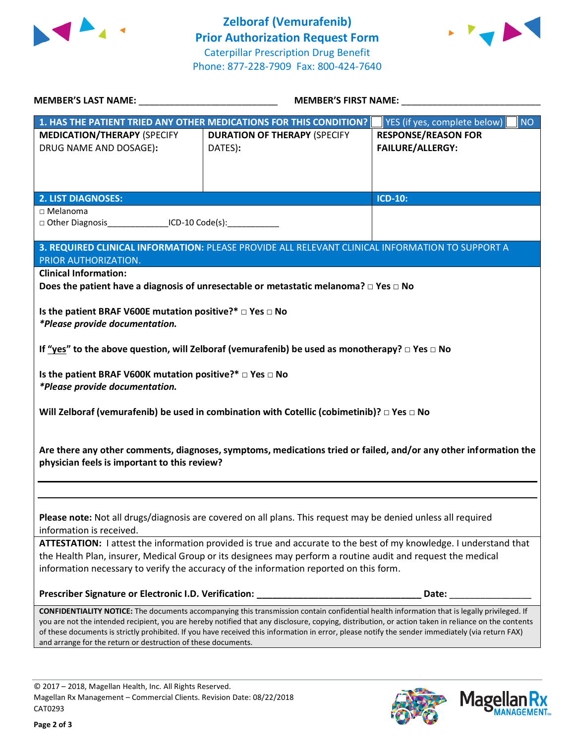# Zelboraf (Vemurafenib) Prior Authorization Request Form

Caterpillar Prescription Drug Benefit
Phone: 877-228-7909 Fax: 800-424-7640

**MEMBER'S LAST NAME:** ___________________________ **MEMBER'S FIRST NAME:** ___________________________

| **1. HAS THE PATIENT TRIED ANY OTHER MEDICATIONS FOR THIS CONDITION?** | | ☐ YES (if yes, complete below) ☐ NO |
|---|---|---|
| **MEDICATION/THERAPY** (SPECIFY DRUG NAME AND DOSAGE): | **DURATION OF THERAPY** (SPECIFY DATES): | **RESPONSE/REASON FOR FAILURE/ALLERGY:** |
| | | |

| **2. LIST DIAGNOSES:** | **ICD-10:** |
|---|---|
| □ Melanoma<br>□ Other Diagnosis_____________ICD-10 Code(s):___________ | |

**3. REQUIRED CLINICAL INFORMATION:** PLEASE PROVIDE ALL RELEVANT CLINICAL INFORMATION TO SUPPORT A PRIOR AUTHORIZATION.

**Clinical Information:**

**Does the patient have a diagnosis of unresectable or metastatic melanoma? □ Yes □ No**

**Is the patient BRAF V600E mutation positive?* □ Yes □ No**
***Please provide documentation.***

**If "yes" to the above question, will Zelboraf (vemurafenib) be used as monotherapy? □ Yes □ No**

**Is the patient BRAF V600K mutation positive?* □ Yes □ No**
***Please provide documentation.***

**Will Zelboraf (vemurafenib) be used in combination with Cotellic (cobimetinib)? □ Yes □ No**

**Are there any other comments, diagnoses, symptoms, medications tried or failed, and/or any other information the physician feels is important to this review?**

_______________________________________________________________________________

_______________________________________________________________________________

**Please note:** Not all drugs/diagnosis are covered on all plans. This request may be denied unless all required information is received.

**ATTESTATION:** I attest the information provided is true and accurate to the best of my knowledge. I understand that the Health Plan, insurer, Medical Group or its designees may perform a routine audit and request the medical information necessary to verify the accuracy of the information reported on this form.

**Prescriber Signature or Electronic I.D. Verification:** _________________________________ **Date:** ________________

**CONFIDENTIALITY NOTICE:** The documents accompanying this transmission contain confidential health information that is legally privileged. If you are not the intended recipient, you are hereby notified that any disclosure, copying, distribution, or action taken in reliance on the contents of these documents is strictly prohibited. If you have received this information in error, please notify the sender immediately (via return FAX) and arrange for the return or destruction of these documents.

© 2017 – 2018, Magellan Health, Inc. All Rights Reserved.
Magellan Rx Management – Commercial Clients. Revision Date: 08/22/2018
CAT0293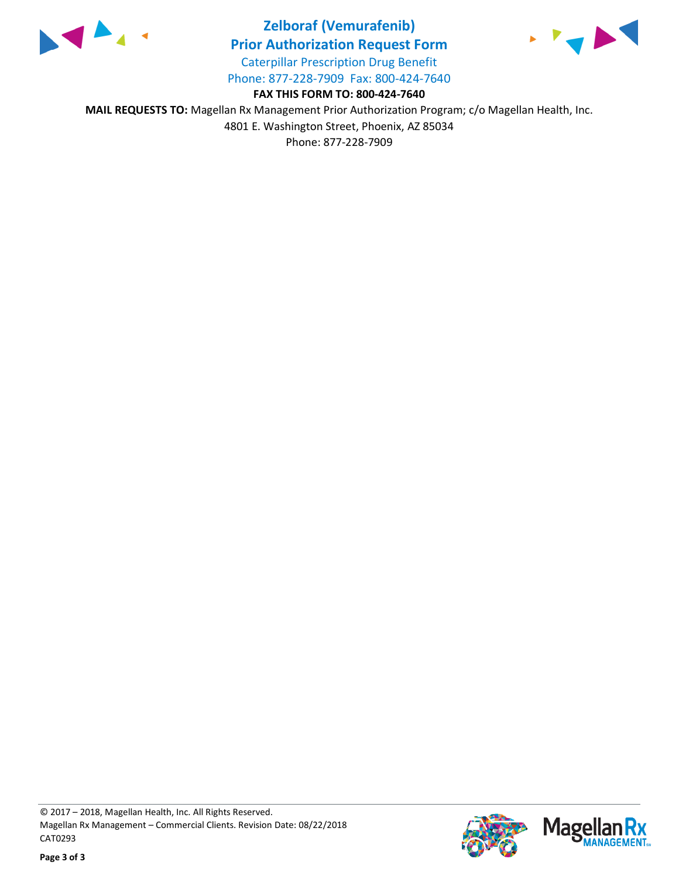# Zelboraf (Vemurafenib)
# Prior Authorization Request Form

Caterpillar Prescription Drug Benefit

Phone: 877-228-7909 Fax: 800-424-7640

**FAX THIS FORM TO: 800-424-7640**

**MAIL REQUESTS TO:** Magellan Rx Management Prior Authorization Program; c/o Magellan Health, Inc.
4801 E. Washington Street, Phoenix, AZ 85034
Phone: 877-228-7909